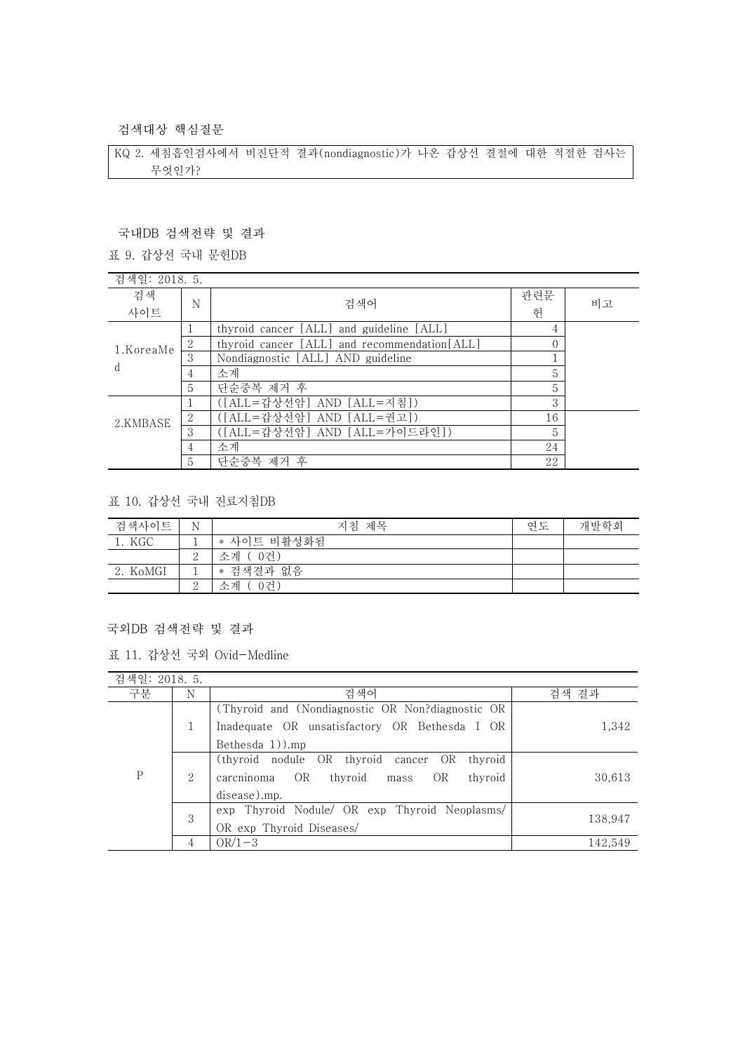### 검색대상 핵심질문

KQ 2. 세침흡인검사에서 비진단적 결과(nondiagnostic)가 나온 갑상선 결절에 대한 적절한 검사는 무엇인가?

### 국내DB 검색전략 및 결과

표 9. 갑상선 국내 문헌DB

| 검색일: 2018. 5. | | | | |
|---|---|---|---|---|
| 검색 사이트 | N | 검색어 | 관련문헌 | 비고 |
| 1.KoreaMed | 1 | thyroid cancer [ALL] and guideline [ALL] | 4 | |
| | 2 | thyroid cancer [ALL] and recommendation[ALL] | 0 | |
| | 3 | Nondiagnostic [ALL] AND guideline | 1 | |
| | 4 | 소계 | 5 | |
| | 5 | 단순중복 제거 후 | 5 | |
| 2.KMBASE | 1 | ([ALL=갑상선암] AND [ALL=지침]) | 3 | |
| | 2 | ([ALL=갑상선암] AND [ALL=권고]) | 16 | |
| | 3 | ([ALL=갑상선암] AND [ALL=가이드라인]) | 5 | |
| | 4 | 소계 | 24 | |
| | 5 | 단순중복 제거 후 | 22 | |

표 10. 갑상선 국내 진료지침DB

| 검색사이트 | N | 지침 제목 | 연도 | 개발학회 |
|---|---|---|---|---|
| 1. KGC | 1 | * 사이트 비활성화됨 | | |
| | 2 | 소계 ( 0건) | | |
| 2. KoMGI | 1 | * 검색결과 없음 | | |
| | 2 | 소계 ( 0건) | | |

### 국외DB 검색전략 및 결과

표 11. 갑상선 국외 Ovid-Medline

| 검색일: 2018. 5. | | | |
|---|---|---|---|
| 구분 | N | 검색어 | 검색 결과 |
| P | 1 | (Thyroid and (Nondiagnostic OR Non?diagnostic OR Inadequate OR unsatisfactory OR Bethesda I OR Bethesda 1)).mp | 1,342 |
| | 2 | (thyroid nodule OR thyroid cancer OR thyroid carcninoma OR thyroid mass OR thyroid disease).mp. | 30,613 |
| | 3 | exp Thyroid Nodule/ OR exp Thyroid Neoplasms/ OR exp Thyroid Diseases/ | 138,947 |
| | 4 | OR/1-3 | 142,549 |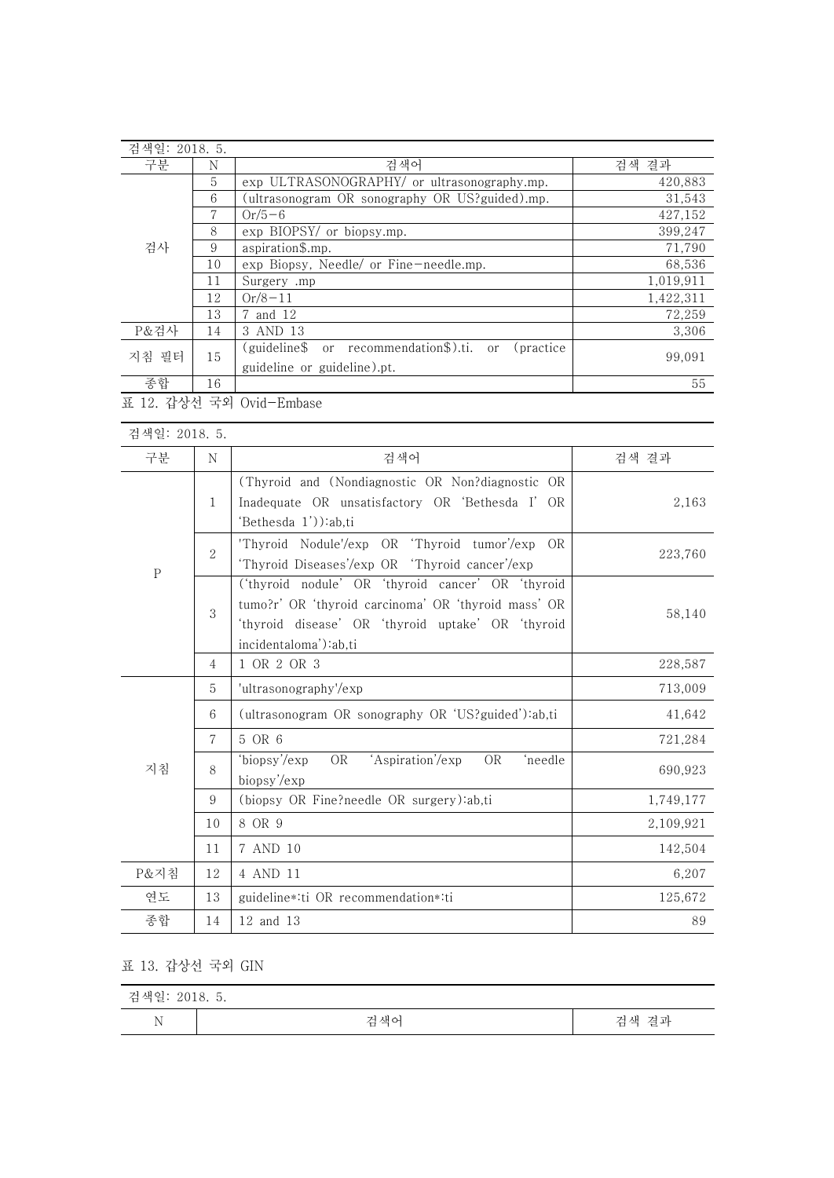검색일: 2018. 5.

| 구분 | N | 검색어 | 검색 결과 |
|---|---|---|---|
| 검사 | 5 | exp ULTRASONOGRAPHY/ or ultrasonography.mp. | 420,883 |
| | 6 | (ultrasonogram OR sonography OR US?guided).mp. | 31,543 |
| | 7 | Or/5-6 | 427,152 |
| | 8 | exp BIOPSY/ or biopsy.mp. | 399,247 |
| | 9 | aspiration$.mp. | 71,790 |
| | 10 | exp Biopsy, Needle/ or Fine-needle.mp. | 68,536 |
| | 11 | Surgery .mp | 1,019,911 |
| | 12 | Or/8-11 | 1,422,311 |
| | 13 | 7 and 12 | 72,259 |
| P&검사 | 14 | 3 AND 13 | 3,306 |
| 지침 필터 | 15 | (guideline$ or recommendation$).ti. or (practice guideline or guideline).pt. | 99,091 |
| 종합 | 16 | | 55 |

표 12. 갑상선 국외 Ovid-Embase

검색일: 2018. 5.

| 구분 | N | 검색어 | 검색 결과 |
|---|---|---|---|
| P | 1 | (Thyroid and (Nondiagnostic OR Non?diagnostic OR Inadequate OR unsatisfactory OR 'Bethesda I' OR 'Bethesda 1')):ab,ti | 2,163 |
| | 2 | 'Thyroid Nodule'/exp OR 'Thyroid tumor'/exp OR 'Thyroid Diseases'/exp OR 'Thyroid cancer'/exp | 223,760 |
| | 3 | ('thyroid nodule' OR 'thyroid cancer' OR 'thyroid tumo?r' OR 'thyroid carcinoma' OR 'thyroid mass' OR 'thyroid disease' OR 'thyroid uptake' OR 'thyroid incidentaloma'):ab,ti | 58,140 |
| | 4 | 1 OR 2 OR 3 | 228,587 |
| 지침 | 5 | 'ultrasonography'/exp | 713,009 |
| | 6 | (ultrasonogram OR sonography OR 'US?guided'):ab,ti | 41,642 |
| | 7 | 5 OR 6 | 721,284 |
| | 8 | 'biopsy'/exp OR 'Aspiration'/exp OR 'needle biopsy'/exp | 690,923 |
| | 9 | (biopsy OR Fine?needle OR surgery):ab,ti | 1,749,177 |
| | 10 | 8 OR 9 | 2,109,921 |
| | 11 | 7 AND 10 | 142,504 |
| P&지침 | 12 | 4 AND 11 | 6,207 |
| 연도 | 13 | guideline*:ti OR recommendation*:ti | 125,672 |
| 종합 | 14 | 12 and 13 | 89 |

표 13. 갑상선 국외 GIN

검색일: 2018. 5.

| N | 검색어 | 검색 결과 |
|---|---|---|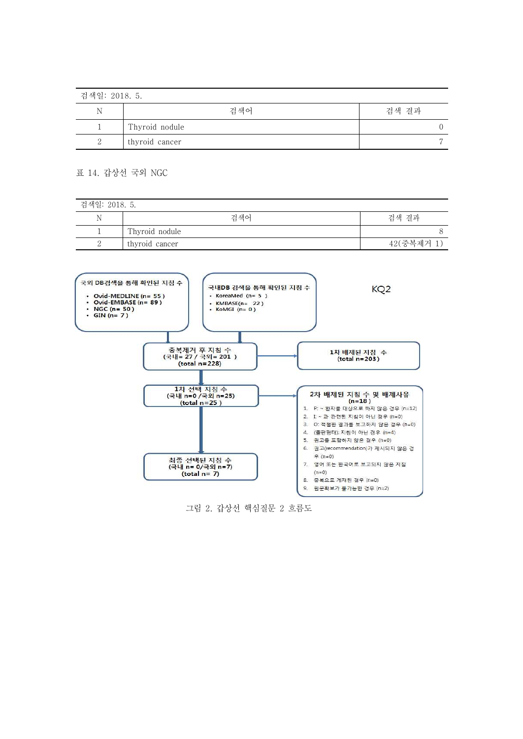| 검색일: 2018. 5. | | |
|---|---|---|
| N | 검색어 | 검색 결과 |
| 1 | Thyroid nodule | 0 |
| 2 | thyroid cancer | 7 |

표 14. 갑상선 국외 NGC

| 검색일: 2018. 5. | | |
|---|---|---|
| N | 검색어 | 검색 결과 |
| 1 | Thyroid nodule | 8 |
| 2 | thyroid cancer | 42(중복제거 1) |

KQ2

국외 DB검색을 통해 확인된 지침 수
- Ovid-MEDLINE (n= 55 )
- Ovid-EMBASE (n= 89 )
- NGC (n= 50 )
- GIN (n= 7 )

국내DB 검색을 통해 확인된 지침 수
- KoreaMed (n= 5 )
- KMBASE(n= 22 )
- KoMGI (n= 0 )

중복제거 후 지침 수
(국내= 27 / 국외= 201 )
(total n=228)

1차 배제된 지침 수
(total n=203)

1차 선택 지침 수
(국내 n=0 /국외 n=25)
(total n=25 )

2차 배제된 지침 수 및 배제사유
(n=18 )
1. P: ~ 환자를 대상으로 하지 않은 경우 (n=12)
2. I: ~ 과 관련된 지침이 아닌 경우 (n=0)
3. O: 적절한 결과를 보고하지 않은 경우 (n=0)
4. (출판형태): 지침이 아닌 경우 (n=4)
5. 권고를 포함하지 않은 경우 (n=0)
6. 권고(recommendation)가 제시되지 않은 경우 (n=0)
7. 영어 또는 한국어로 보고되지 않은 지침 (n=0)
8. 중복으로 게재된 경우 (n=0)
9. 원문확보가 불가능한 경우 (n=2)

최종 선택된 지침 수
(국내 n= 0/국외 n=7)
(total n= 7)

그림 2. 갑상선 핵심질문 2 흐름도